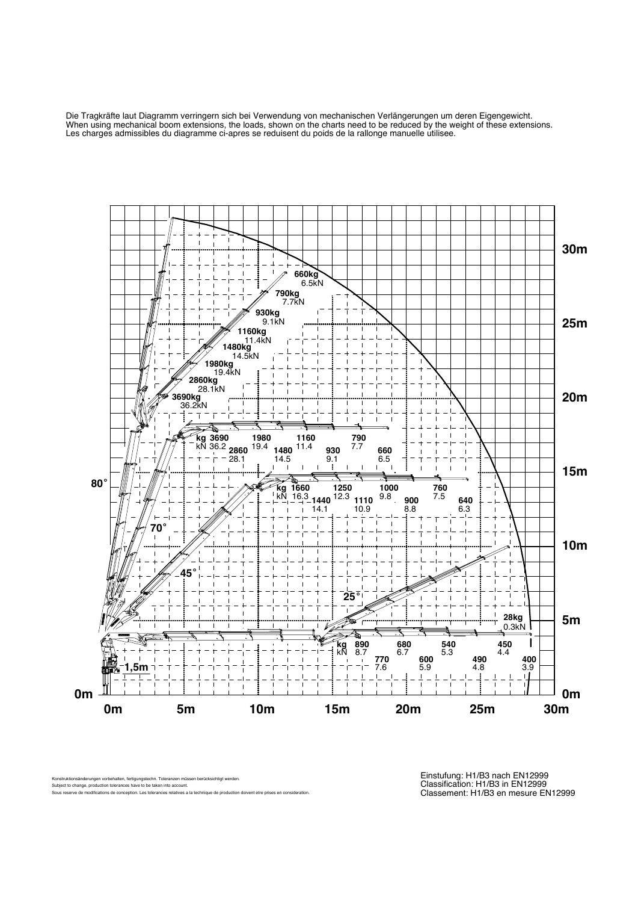Die Tragkräfte laut Diagramm verringern sich bei Verwendung von mechanischen Verlängerungen um deren Eigengewicht.
When using mechanical boom extensions, the loads, shown on the charts need to be reduced by the weight of these extensions.
Les charges admissibles du diagramme ci-apres se reduisent du poids de la rallonge manuelle utilisee.

80° boom position:

| kg | 3690 | 2860 | 1980 | 1480 | 1160 | 930 | 790 | 660 |
|---|---|---|---|---|---|---|---|---|
| kN | 36.2 | 28.1 | 19.4 | 14.5 | 11.4 | 9.1 | 7.7 | 6.5 |

70° boom position:

| kg | 3690 | 2860 | 1980 | 1480 | 1160 | 930 | 790 | 660 |
|---|---|---|---|---|---|---|---|---|
| kN | 36.2 | 28.1 | 19.4 | 14.5 | 11.4 | 9.1 | 7.7 | 6.5 |

45° boom position:

| kg | 1660 | 1440 | 1250 | 1110 | 1000 | 900 | 760 | 640 |
|---|---|---|---|---|---|---|---|---|
| kN | 16.3 | 14.1 | 12.3 | 10.9 | 9.8 | 8.8 | 7.5 | 6.3 |

25° boom position: 28kg / 0.3kN

Horizontal boom position:

| kg | 890 | 770 | 680 | 600 | 540 | 490 | 450 | 400 |
|---|---|---|---|---|---|---|---|---|
| kN | 8.7 | 7.6 | 6.7 | 5.9 | 5.3 | 4.8 | 4.4 | 3.9 |

1,5m

Konstruktionsänderungen vorbehalten, fertigungstechn. Toleranzen müssen berücksichtigt werden.
Subject to change, production tolerances have to be taken into account.
Sous reserve de modifications de conception. Les tolerances relatives a la technique de production doivent etre prises en consideration.

Einstufung: H1/B3 nach EN12999
Classification: H1/B3 in EN12999
Classement: H1/B3 en mesure EN12999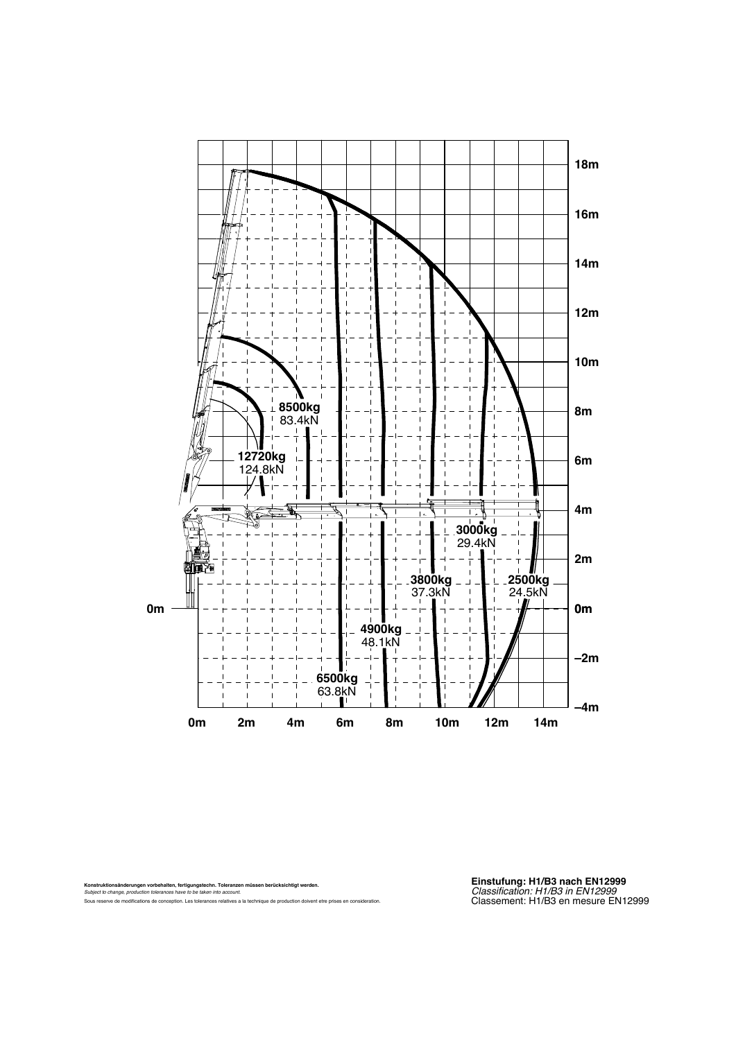18m

16m

14m

12m

10m

8m

6m

4m

2m

0m

–2m

–4m

0m

8500kg
83.4kN

12720kg
124.8kN

3000kg
29.4kN

3800kg
37.3kN

2500kg
24.5kN

4900kg
48.1kN

6500kg
63.8kN

0m 2m 4m 6m 8m 10m 12m 14m

**Konstruktionsänderungen vorbehalten, fertigungstechn. Toleranzen müssen berücksichtigt werden.**
*Subject to change, production tolerances have to be taken into account.*
Sous reserve de modifications de conception. Les tolerances relatives a la technique de production doivent etre prises en consideration.

**Einstufung: H1/B3 nach EN12999**
*Classification: H1/B3 in EN12999*
Classement: H1/B3 en mesure EN12999